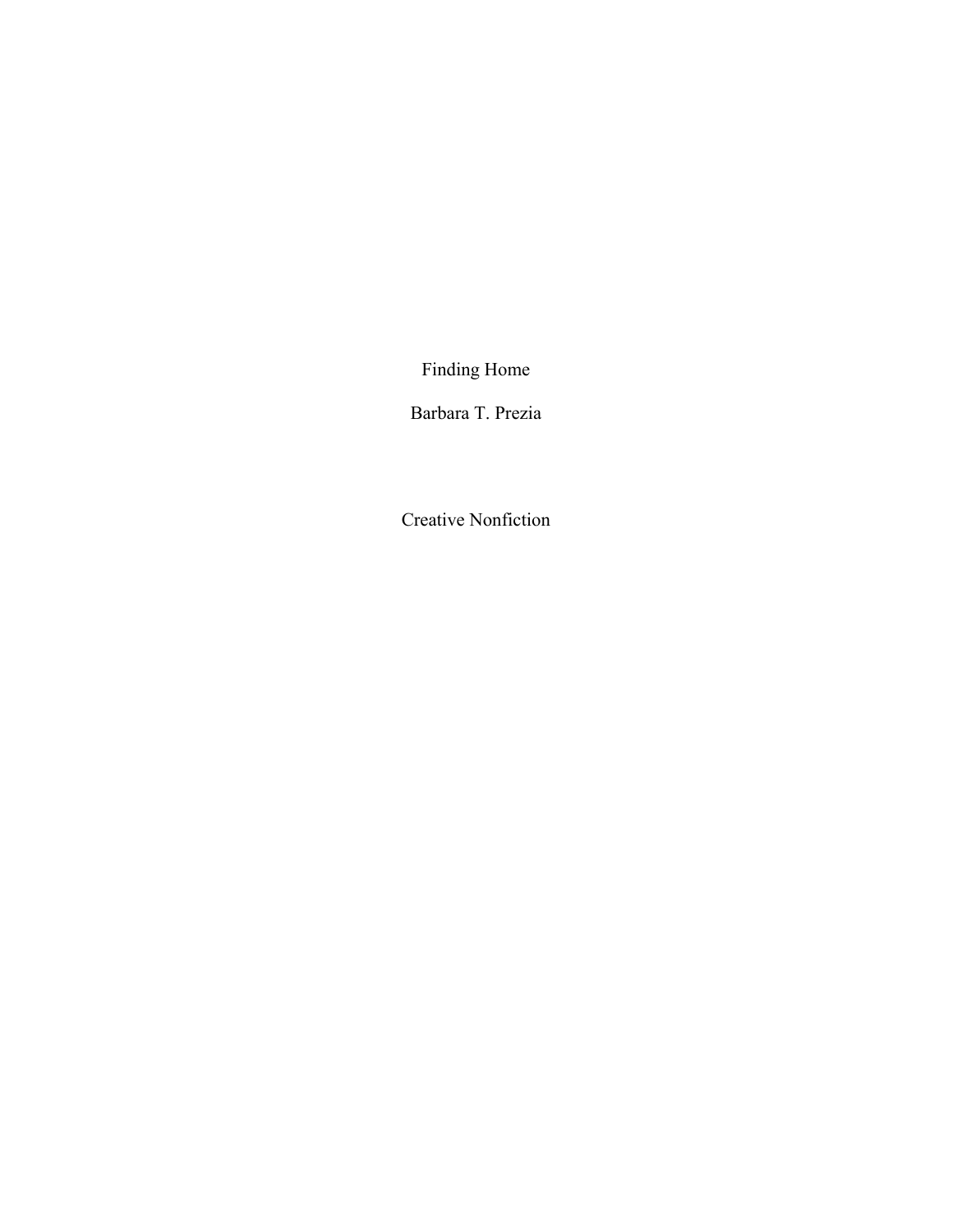# Finding Home

Barbara T. Prezia

Creative Nonfiction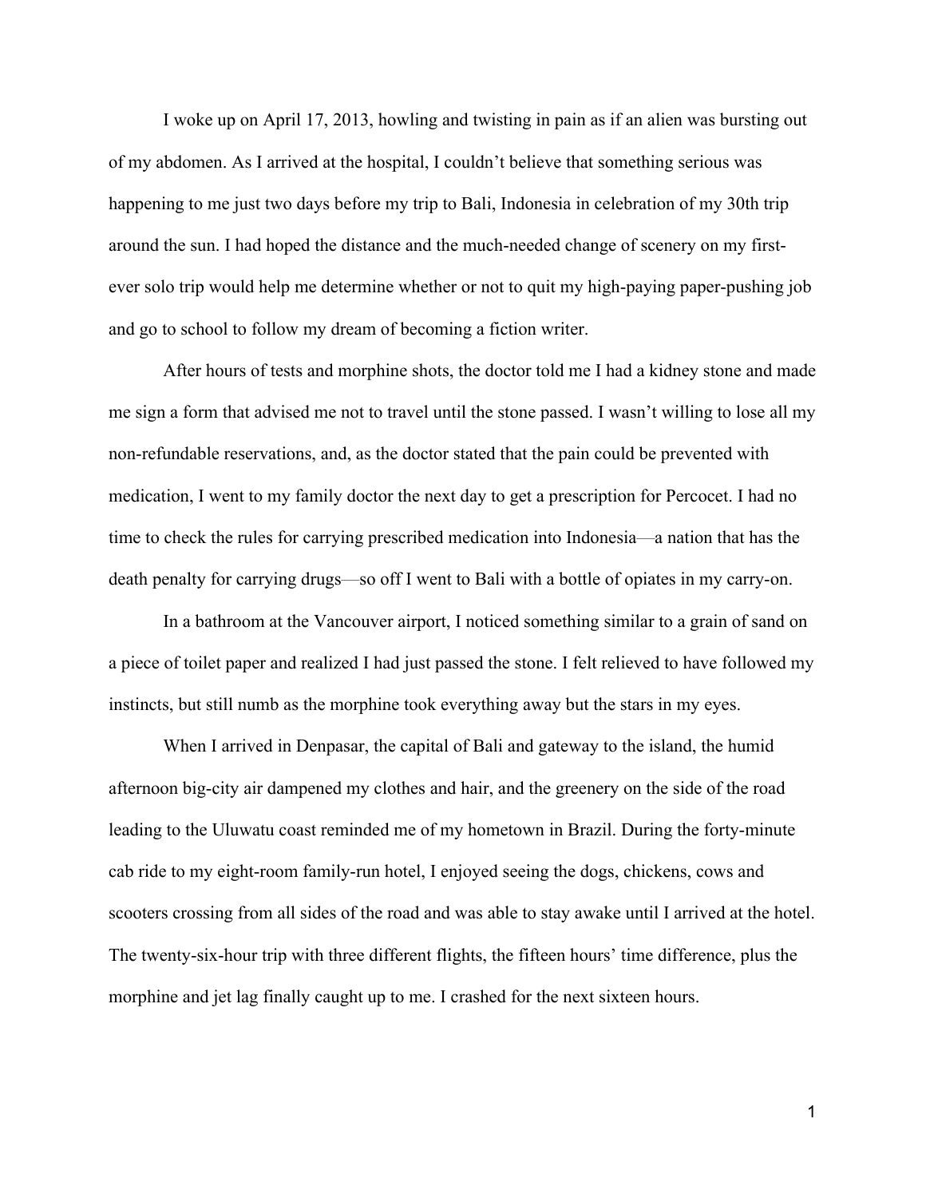I woke up on April 17, 2013, howling and twisting in pain as if an alien was bursting out of my abdomen. As I arrived at the hospital, I couldn't believe that something serious was happening to me just two days before my trip to Bali, Indonesia in celebration of my 30th trip around the sun. I had hoped the distance and the much-needed change of scenery on my first-ever solo trip would help me determine whether or not to quit my high-paying paper-pushing job and go to school to follow my dream of becoming a fiction writer.

After hours of tests and morphine shots, the doctor told me I had a kidney stone and made me sign a form that advised me not to travel until the stone passed. I wasn't willing to lose all my non-refundable reservations, and, as the doctor stated that the pain could be prevented with medication, I went to my family doctor the next day to get a prescription for Percocet. I had no time to check the rules for carrying prescribed medication into Indonesia—a nation that has the death penalty for carrying drugs—so off I went to Bali with a bottle of opiates in my carry-on.

In a bathroom at the Vancouver airport, I noticed something similar to a grain of sand on a piece of toilet paper and realized I had just passed the stone. I felt relieved to have followed my instincts, but still numb as the morphine took everything away but the stars in my eyes.

When I arrived in Denpasar, the capital of Bali and gateway to the island, the humid afternoon big-city air dampened my clothes and hair, and the greenery on the side of the road leading to the Uluwatu coast reminded me of my hometown in Brazil. During the forty-minute cab ride to my eight-room family-run hotel, I enjoyed seeing the dogs, chickens, cows and scooters crossing from all sides of the road and was able to stay awake until I arrived at the hotel. The twenty-six-hour trip with three different flights, the fifteen hours' time difference, plus the morphine and jet lag finally caught up to me. I crashed for the next sixteen hours.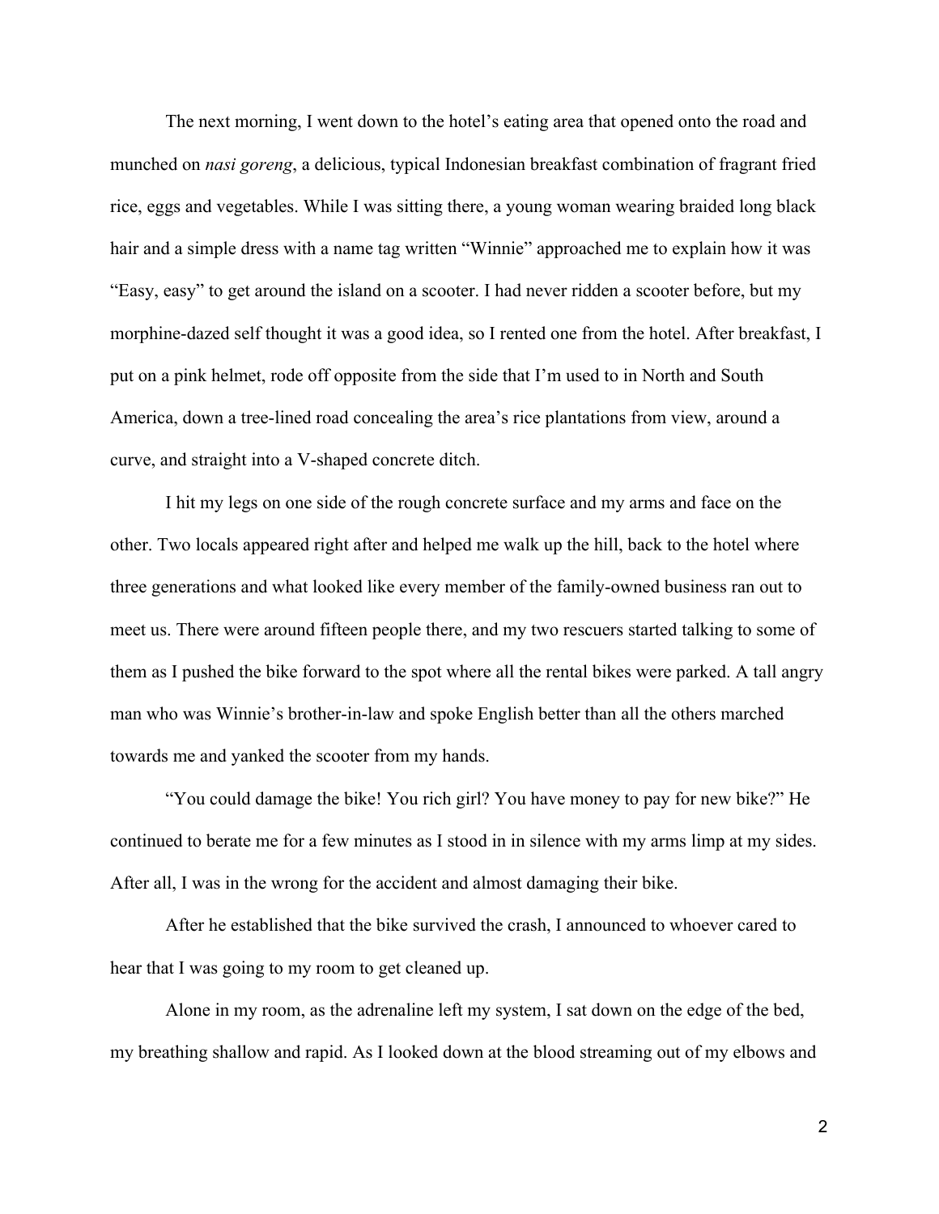The next morning, I went down to the hotel's eating area that opened onto the road and munched on *nasi goreng*, a delicious, typical Indonesian breakfast combination of fragrant fried rice, eggs and vegetables. While I was sitting there, a young woman wearing braided long black hair and a simple dress with a name tag written "Winnie" approached me to explain how it was "Easy, easy" to get around the island on a scooter. I had never ridden a scooter before, but my morphine-dazed self thought it was a good idea, so I rented one from the hotel. After breakfast, I put on a pink helmet, rode off opposite from the side that I'm used to in North and South America, down a tree-lined road concealing the area's rice plantations from view, around a curve, and straight into a V-shaped concrete ditch.

I hit my legs on one side of the rough concrete surface and my arms and face on the other. Two locals appeared right after and helped me walk up the hill, back to the hotel where three generations and what looked like every member of the family-owned business ran out to meet us. There were around fifteen people there, and my two rescuers started talking to some of them as I pushed the bike forward to the spot where all the rental bikes were parked. A tall angry man who was Winnie's brother-in-law and spoke English better than all the others marched towards me and yanked the scooter from my hands.

"You could damage the bike! You rich girl? You have money to pay for new bike?" He continued to berate me for a few minutes as I stood in in silence with my arms limp at my sides. After all, I was in the wrong for the accident and almost damaging their bike.

After he established that the bike survived the crash, I announced to whoever cared to hear that I was going to my room to get cleaned up.

Alone in my room, as the adrenaline left my system, I sat down on the edge of the bed, my breathing shallow and rapid. As I looked down at the blood streaming out of my elbows and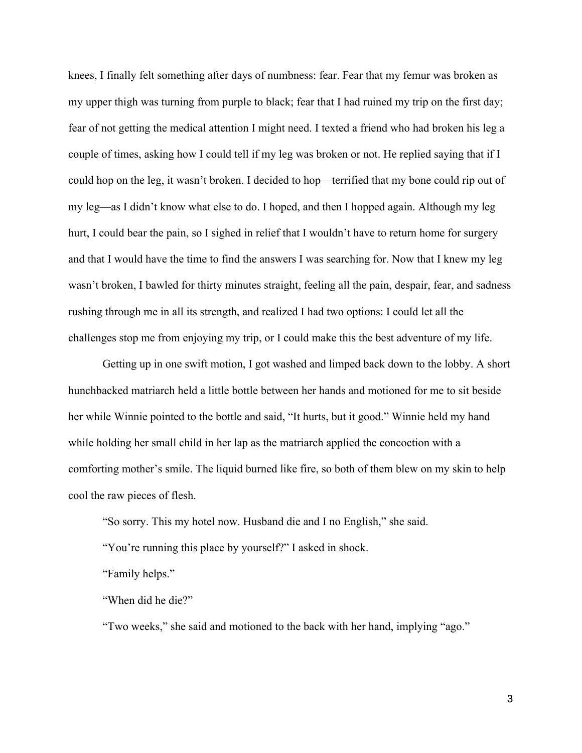knees, I finally felt something after days of numbness: fear. Fear that my femur was broken as my upper thigh was turning from purple to black; fear that I had ruined my trip on the first day; fear of not getting the medical attention I might need. I texted a friend who had broken his leg a couple of times, asking how I could tell if my leg was broken or not. He replied saying that if I could hop on the leg, it wasn't broken. I decided to hop—terrified that my bone could rip out of my leg—as I didn't know what else to do. I hoped, and then I hopped again. Although my leg hurt, I could bear the pain, so I sighed in relief that I wouldn't have to return home for surgery and that I would have the time to find the answers I was searching for. Now that I knew my leg wasn't broken, I bawled for thirty minutes straight, feeling all the pain, despair, fear, and sadness rushing through me in all its strength, and realized I had two options: I could let all the challenges stop me from enjoying my trip, or I could make this the best adventure of my life.

Getting up in one swift motion, I got washed and limped back down to the lobby. A short hunchbacked matriarch held a little bottle between her hands and motioned for me to sit beside her while Winnie pointed to the bottle and said, "It hurts, but it good." Winnie held my hand while holding her small child in her lap as the matriarch applied the concoction with a comforting mother's smile. The liquid burned like fire, so both of them blew on my skin to help cool the raw pieces of flesh.

"So sorry. This my hotel now. Husband die and I no English," she said.

"You're running this place by yourself?" I asked in shock.

"Family helps."

"When did he die?"

"Two weeks," she said and motioned to the back with her hand, implying "ago."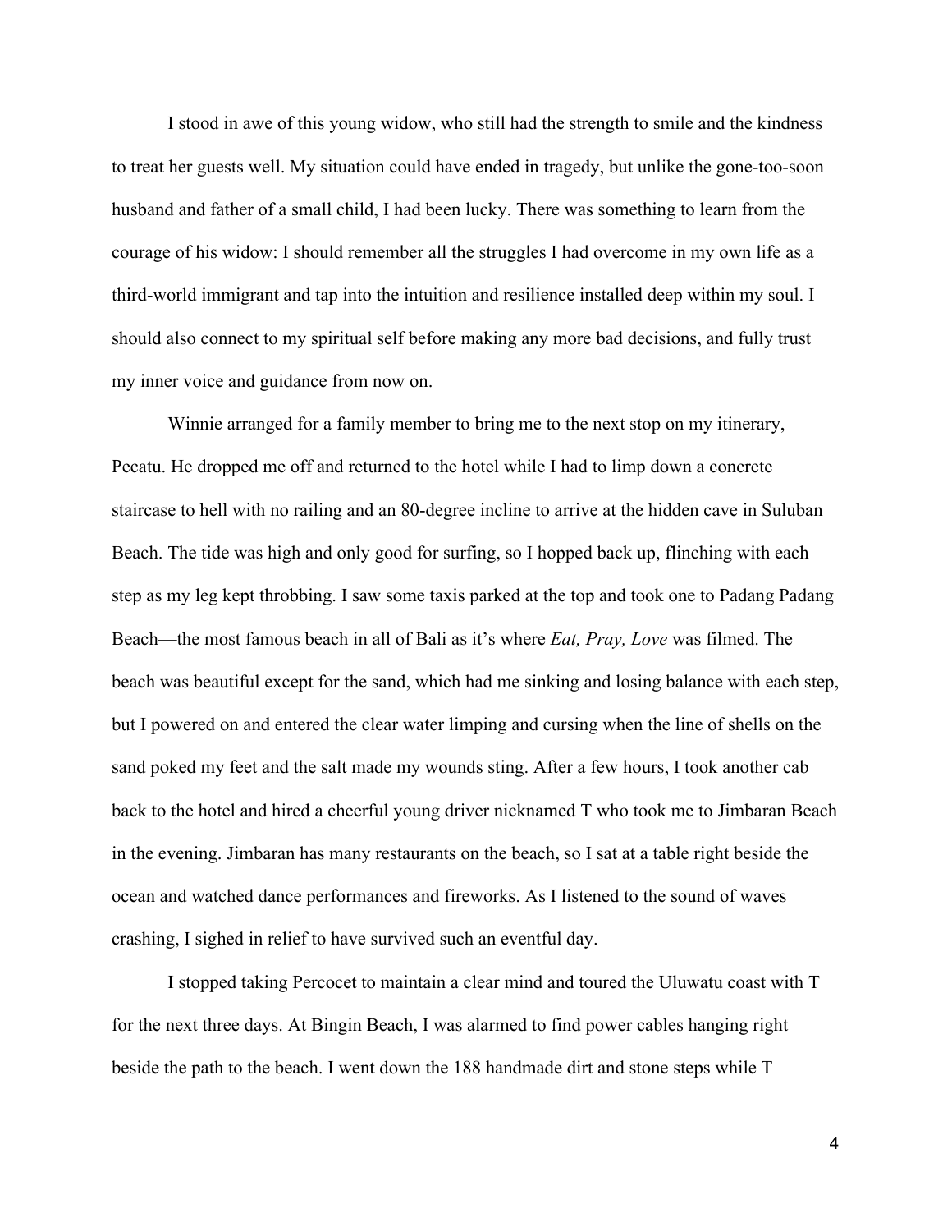I stood in awe of this young widow, who still had the strength to smile and the kindness to treat her guests well. My situation could have ended in tragedy, but unlike the gone-too-soon husband and father of a small child, I had been lucky. There was something to learn from the courage of his widow: I should remember all the struggles I had overcome in my own life as a third-world immigrant and tap into the intuition and resilience installed deep within my soul. I should also connect to my spiritual self before making any more bad decisions, and fully trust my inner voice and guidance from now on.

Winnie arranged for a family member to bring me to the next stop on my itinerary, Pecatu. He dropped me off and returned to the hotel while I had to limp down a concrete staircase to hell with no railing and an 80-degree incline to arrive at the hidden cave in Suluban Beach. The tide was high and only good for surfing, so I hopped back up, flinching with each step as my leg kept throbbing. I saw some taxis parked at the top and took one to Padang Padang Beach—the most famous beach in all of Bali as it's where *Eat, Pray, Love* was filmed. The beach was beautiful except for the sand, which had me sinking and losing balance with each step, but I powered on and entered the clear water limping and cursing when the line of shells on the sand poked my feet and the salt made my wounds sting. After a few hours, I took another cab back to the hotel and hired a cheerful young driver nicknamed T who took me to Jimbaran Beach in the evening. Jimbaran has many restaurants on the beach, so I sat at a table right beside the ocean and watched dance performances and fireworks. As I listened to the sound of waves crashing, I sighed in relief to have survived such an eventful day.

I stopped taking Percocet to maintain a clear mind and toured the Uluwatu coast with T for the next three days. At Bingin Beach, I was alarmed to find power cables hanging right beside the path to the beach. I went down the 188 handmade dirt and stone steps while T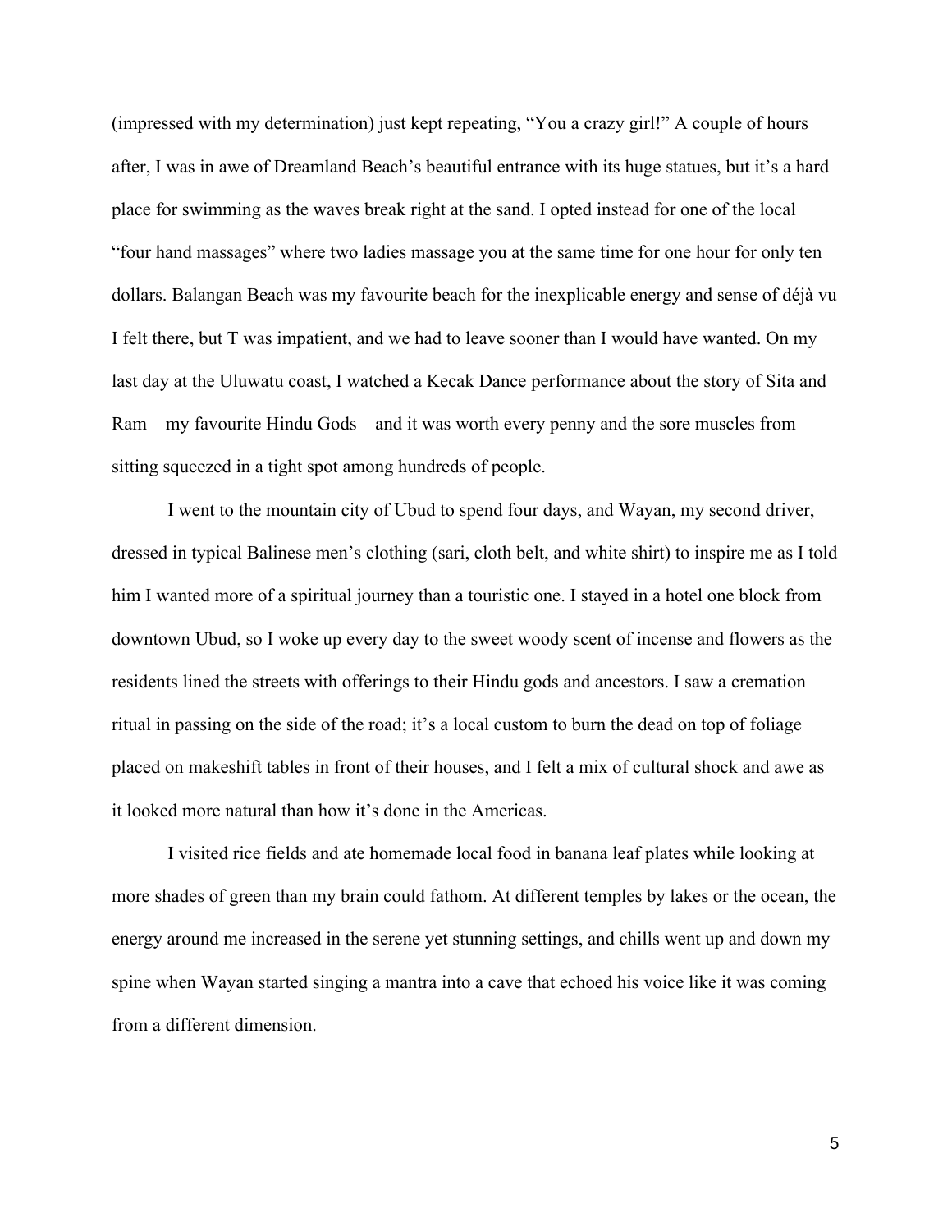(impressed with my determination) just kept repeating, "You a crazy girl!" A couple of hours after, I was in awe of Dreamland Beach's beautiful entrance with its huge statues, but it's a hard place for swimming as the waves break right at the sand. I opted instead for one of the local "four hand massages" where two ladies massage you at the same time for one hour for only ten dollars. Balangan Beach was my favourite beach for the inexplicable energy and sense of déjà vu I felt there, but T was impatient, and we had to leave sooner than I would have wanted. On my last day at the Uluwatu coast, I watched a Kecak Dance performance about the story of Sita and Ram—my favourite Hindu Gods—and it was worth every penny and the sore muscles from sitting squeezed in a tight spot among hundreds of people.

I went to the mountain city of Ubud to spend four days, and Wayan, my second driver, dressed in typical Balinese men's clothing (sari, cloth belt, and white shirt) to inspire me as I told him I wanted more of a spiritual journey than a touristic one. I stayed in a hotel one block from downtown Ubud, so I woke up every day to the sweet woody scent of incense and flowers as the residents lined the streets with offerings to their Hindu gods and ancestors. I saw a cremation ritual in passing on the side of the road; it's a local custom to burn the dead on top of foliage placed on makeshift tables in front of their houses, and I felt a mix of cultural shock and awe as it looked more natural than how it's done in the Americas.

I visited rice fields and ate homemade local food in banana leaf plates while looking at more shades of green than my brain could fathom. At different temples by lakes or the ocean, the energy around me increased in the serene yet stunning settings, and chills went up and down my spine when Wayan started singing a mantra into a cave that echoed his voice like it was coming from a different dimension.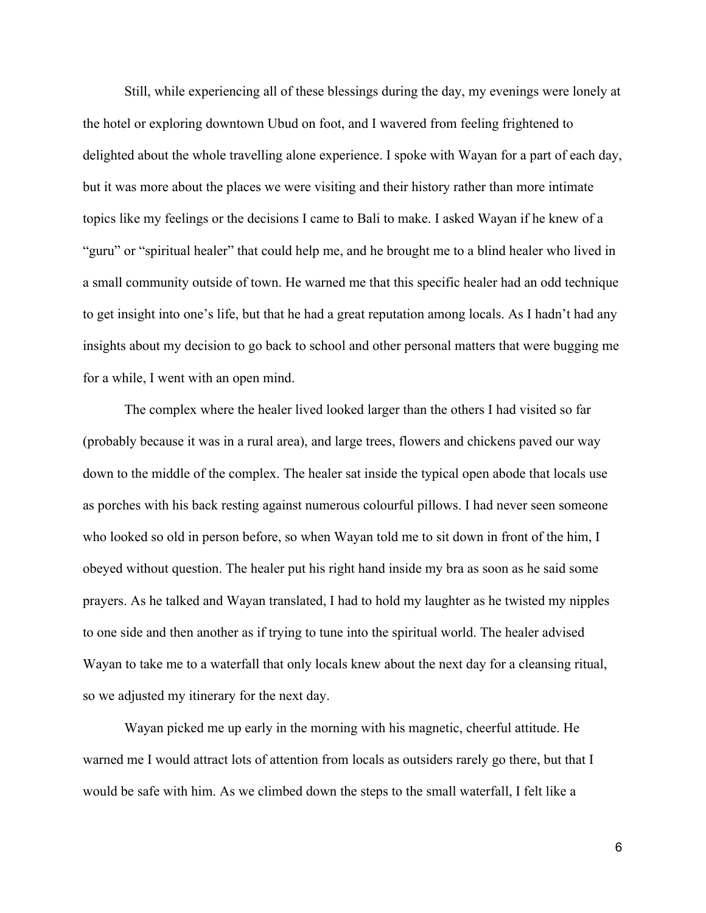Still, while experiencing all of these blessings during the day, my evenings were lonely at the hotel or exploring downtown Ubud on foot, and I wavered from feeling frightened to delighted about the whole travelling alone experience. I spoke with Wayan for a part of each day, but it was more about the places we were visiting and their history rather than more intimate topics like my feelings or the decisions I came to Bali to make. I asked Wayan if he knew of a "guru" or "spiritual healer" that could help me, and he brought me to a blind healer who lived in a small community outside of town. He warned me that this specific healer had an odd technique to get insight into one's life, but that he had a great reputation among locals. As I hadn't had any insights about my decision to go back to school and other personal matters that were bugging me for a while, I went with an open mind.

The complex where the healer lived looked larger than the others I had visited so far (probably because it was in a rural area), and large trees, flowers and chickens paved our way down to the middle of the complex. The healer sat inside the typical open abode that locals use as porches with his back resting against numerous colourful pillows. I had never seen someone who looked so old in person before, so when Wayan told me to sit down in front of the him, I obeyed without question. The healer put his right hand inside my bra as soon as he said some prayers. As he talked and Wayan translated, I had to hold my laughter as he twisted my nipples to one side and then another as if trying to tune into the spiritual world. The healer advised Wayan to take me to a waterfall that only locals knew about the next day for a cleansing ritual, so we adjusted my itinerary for the next day.

Wayan picked me up early in the morning with his magnetic, cheerful attitude. He warned me I would attract lots of attention from locals as outsiders rarely go there, but that I would be safe with him. As we climbed down the steps to the small waterfall, I felt like a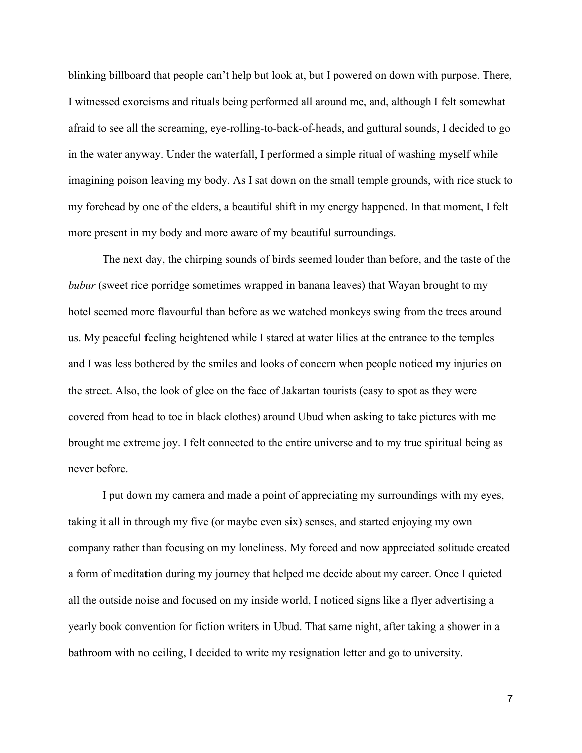blinking billboard that people can't help but look at, but I powered on down with purpose. There, I witnessed exorcisms and rituals being performed all around me, and, although I felt somewhat afraid to see all the screaming, eye-rolling-to-back-of-heads, and guttural sounds, I decided to go in the water anyway. Under the waterfall, I performed a simple ritual of washing myself while imagining poison leaving my body. As I sat down on the small temple grounds, with rice stuck to my forehead by one of the elders, a beautiful shift in my energy happened. In that moment, I felt more present in my body and more aware of my beautiful surroundings.

The next day, the chirping sounds of birds seemed louder than before, and the taste of the *bubur* (sweet rice porridge sometimes wrapped in banana leaves) that Wayan brought to my hotel seemed more flavourful than before as we watched monkeys swing from the trees around us. My peaceful feeling heightened while I stared at water lilies at the entrance to the temples and I was less bothered by the smiles and looks of concern when people noticed my injuries on the street. Also, the look of glee on the face of Jakartan tourists (easy to spot as they were covered from head to toe in black clothes) around Ubud when asking to take pictures with me brought me extreme joy. I felt connected to the entire universe and to my true spiritual being as never before.

I put down my camera and made a point of appreciating my surroundings with my eyes, taking it all in through my five (or maybe even six) senses, and started enjoying my own company rather than focusing on my loneliness. My forced and now appreciated solitude created a form of meditation during my journey that helped me decide about my career. Once I quieted all the outside noise and focused on my inside world, I noticed signs like a flyer advertising a yearly book convention for fiction writers in Ubud. That same night, after taking a shower in a bathroom with no ceiling, I decided to write my resignation letter and go to university.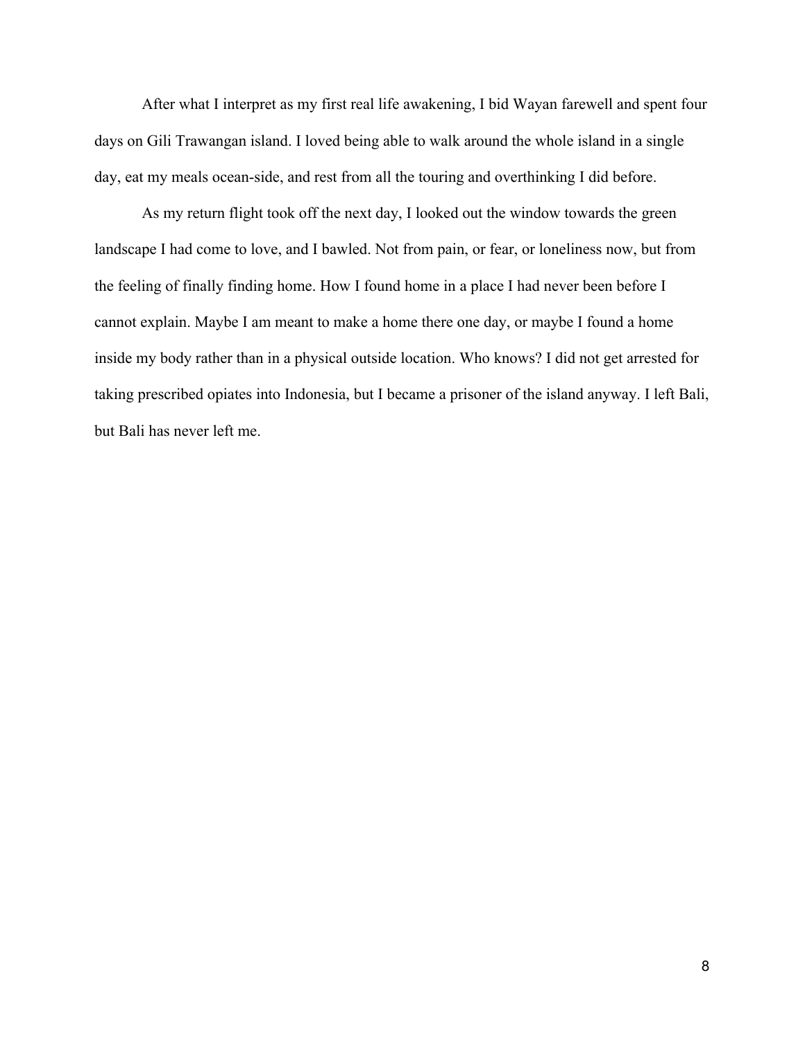After what I interpret as my first real life awakening, I bid Wayan farewell and spent four days on Gili Trawangan island. I loved being able to walk around the whole island in a single day, eat my meals ocean-side, and rest from all the touring and overthinking I did before.

As my return flight took off the next day, I looked out the window towards the green landscape I had come to love, and I bawled. Not from pain, or fear, or loneliness now, but from the feeling of finally finding home. How I found home in a place I had never been before I cannot explain. Maybe I am meant to make a home there one day, or maybe I found a home inside my body rather than in a physical outside location. Who knows? I did not get arrested for taking prescribed opiates into Indonesia, but I became a prisoner of the island anyway. I left Bali, but Bali has never left me.